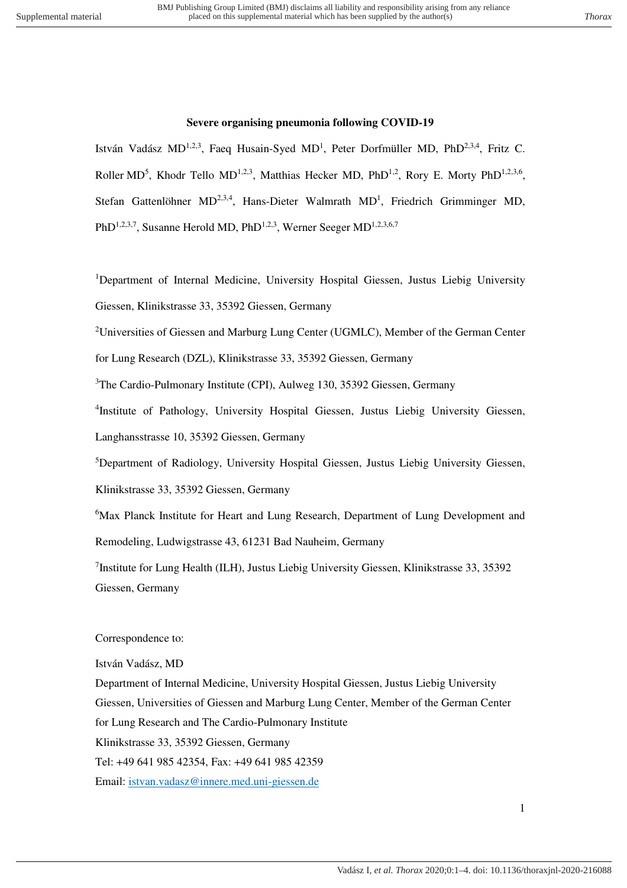# Severe organising pneumonia following COVID-19

István Vadász MD[1,2,3], Faeq Husain-Syed MD[1], Peter Dorfmüller MD, PhD[2,3,4], Fritz C. Roller MD[5], Khodr Tello MD[1,2,3], Matthias Hecker MD, PhD[1,2], Rory E. Morty PhD[1,2,3,6], Stefan Gattenlöhner MD[2,3,4], Hans-Dieter Walmrath MD[1], Friedrich Grimminger MD, PhD[1,2,3,7], Susanne Herold MD, PhD[1,2,3], Werner Seeger MD[1,2,3,6,7]

[1]Department of Internal Medicine, University Hospital Giessen, Justus Liebig University Giessen, Klinikstrasse 33, 35392 Giessen, Germany

[2]Universities of Giessen and Marburg Lung Center (UGMLC), Member of the German Center for Lung Research (DZL), Klinikstrasse 33, 35392 Giessen, Germany

[3]The Cardio-Pulmonary Institute (CPI), Aulweg 130, 35392 Giessen, Germany

[4]Institute of Pathology, University Hospital Giessen, Justus Liebig University Giessen, Langhansstrasse 10, 35392 Giessen, Germany

[5]Department of Radiology, University Hospital Giessen, Justus Liebig University Giessen, Klinikstrasse 33, 35392 Giessen, Germany

[6]Max Planck Institute for Heart and Lung Research, Department of Lung Development and Remodeling, Ludwigstrasse 43, 61231 Bad Nauheim, Germany

[7]Institute for Lung Health (ILH), Justus Liebig University Giessen, Klinikstrasse 33, 35392 Giessen, Germany

Correspondence to:

István Vadász, MD
Department of Internal Medicine, University Hospital Giessen, Justus Liebig University Giessen, Universities of Giessen and Marburg Lung Center, Member of the German Center for Lung Research and The Cardio-Pulmonary Institute
Klinikstrasse 33, 35392 Giessen, Germany
Tel: +49 641 985 42354, Fax: +49 641 985 42359
Email: istvan.vadasz@innere.med.uni-giessen.de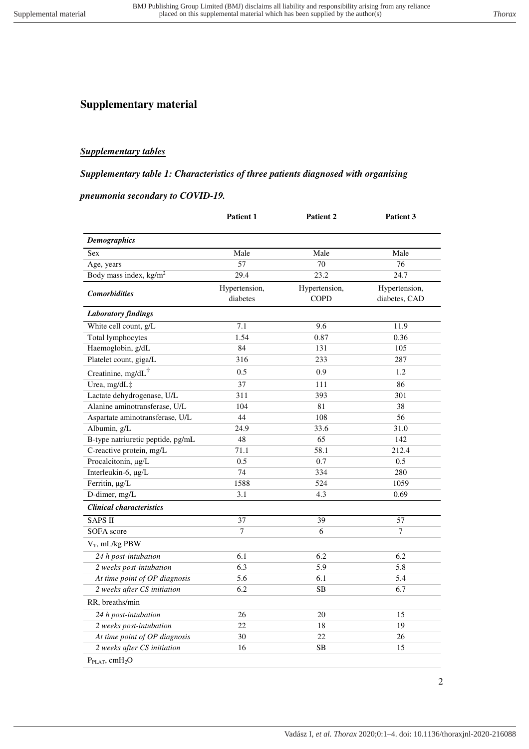# Supplementary material

## *Supplementary tables*

### *Supplementary table 1: Characteristics of three patients diagnosed with organising pneumonia secondary to COVID-19.*

| | Patient 1 | Patient 2 | Patient 3 |
|---|---|---|---|
| ***Demographics*** | | | |
| Sex | Male | Male | Male |
| Age, years | 57 | 70 | 76 |
| Body mass index, kg/m$^2$ | 29.4 | 23.2 | 24.7 |
| ***Comorbidities*** | Hypertension, diabetes | Hypertension, COPD | Hypertension, diabetes, CAD |
| ***Laboratory findings*** | | | |
| White cell count, g/L | 7.1 | 9.6 | 11.9 |
| Total lymphocytes | 1.54 | 0.87 | 0.36 |
| Haemoglobin, g/dL | 84 | 131 | 105 |
| Platelet count, giga/L | 316 | 233 | 287 |
| Creatinine, mg/dL[†] | 0.5 | 0.9 | 1.2 |
| Urea, mg/dL‡ | 37 | 111 | 86 |
| Lactate dehydrogenase, U/L | 311 | 393 | 301 |
| Alanine aminotransferase, U/L | 104 | 81 | 38 |
| Aspartate aminotransferase, U/L | 44 | 108 | 56 |
| Albumin, g/L | 24.9 | 33.6 | 31.0 |
| B-type natriuretic peptide, pg/mL | 48 | 65 | 142 |
| C-reactive protein, mg/L | 71.1 | 58.1 | 212.4 |
| Procalcitonin, µg/L | 0.5 | 0.7 | 0.5 |
| Interleukin-6, µg/L | 74 | 334 | 280 |
| Ferritin, µg/L | 1588 | 524 | 1059 |
| D-dimer, mg/L | 3.1 | 4.3 | 0.69 |
| ***Clinical characteristics*** | | | |
| SAPS II | 37 | 39 | 57 |
| SOFA score | 7 | 6 | 7 |
| $V_T$, mL/kg PBW | | | |
| *24 h post-intubation* | 6.1 | 6.2 | 6.2 |
| *2 weeks post-intubation* | 6.3 | 5.9 | 5.8 |
| *At time point of OP diagnosis* | 5.6 | 6.1 | 5.4 |
| *2 weeks after CS initiation* | 6.2 | SB | 6.7 |
| RR, breaths/min | | | |
| *24 h post-intubation* | 26 | 20 | 15 |
| *2 weeks post-intubation* | 22 | 18 | 19 |
| *At time point of OP diagnosis* | 30 | 22 | 26 |
| *2 weeks after CS initiation* | 16 | SB | 15 |
| $P_{PLAT}$, cm$H_2O$ | | | |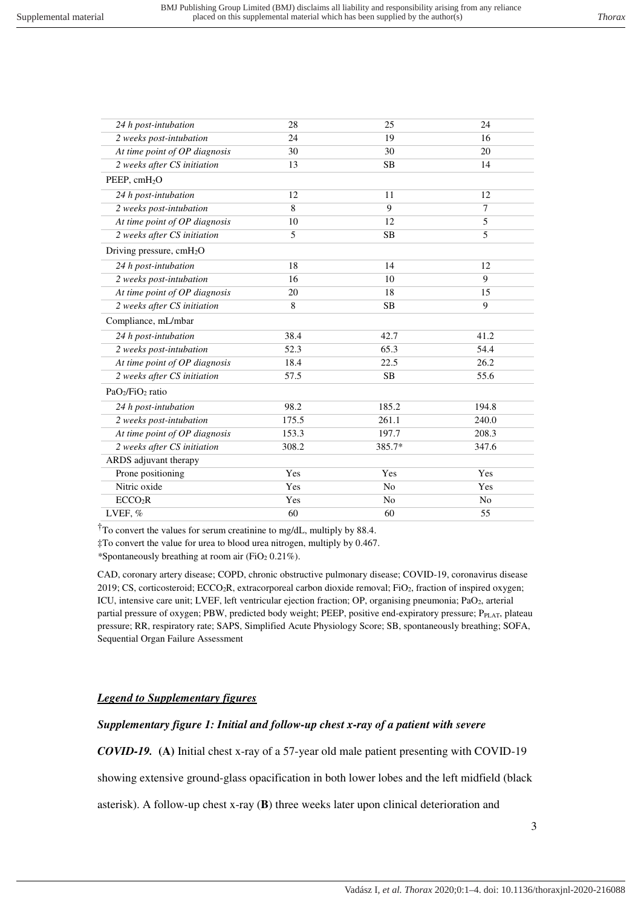| | | | |
|---|---|---|---|
| *24 h post-intubation* | 28 | 25 | 24 |
| *2 weeks post-intubation* | 24 | 19 | 16 |
| *At time point of OP diagnosis* | 30 | 30 | 20 |
| *2 weeks after CS initiation* | 13 | SB | 14 |
| PEEP, $cmH_2O$ | | | |
| *24 h post-intubation* | 12 | 11 | 12 |
| *2 weeks post-intubation* | 8 | 9 | 7 |
| *At time point of OP diagnosis* | 10 | 12 | 5 |
| *2 weeks after CS initiation* | 5 | SB | 5 |
| Driving pressure, $cmH_2O$ | | | |
| *24 h post-intubation* | 18 | 14 | 12 |
| *2 weeks post-intubation* | 16 | 10 | 9 |
| *At time point of OP diagnosis* | 20 | 18 | 15 |
| *2 weeks after CS initiation* | 8 | SB | 9 |
| Compliance, mL/mbar | | | |
| *24 h post-intubation* | 38.4 | 42.7 | 41.2 |
| *2 weeks post-intubation* | 52.3 | 65.3 | 54.4 |
| *At time point of OP diagnosis* | 18.4 | 22.5 | 26.2 |
| *2 weeks after CS initiation* | 57.5 | SB | 55.6 |
| $PaO_2/FiO_2$ ratio | | | |
| *24 h post-intubation* | 98.2 | 185.2 | 194.8 |
| *2 weeks post-intubation* | 175.5 | 261.1 | 240.0 |
| *At time point of OP diagnosis* | 153.3 | 197.7 | 208.3 |
| *2 weeks after CS initiation* | 308.2 | 385.7* | 347.6 |
| ARDS adjuvant therapy | | | |
| Prone positioning | Yes | Yes | Yes |
| Nitric oxide | Yes | No | Yes |
| $ECCO_2R$ | Yes | No | No |
| LVEF, % | 60 | 60 | 55 |

†To convert the values for serum creatinine to mg/dL, multiply by 88.4.

‡To convert the value for urea to blood urea nitrogen, multiply by 0.467.

*Spontaneously breathing at room air ($FiO_2$ 0.21%).

CAD, coronary artery disease; COPD, chronic obstructive pulmonary disease; COVID-19, coronavirus disease 2019; CS, corticosteroid; $ECCO_2R$, extracorporeal carbon dioxide removal; $FiO_2$, fraction of inspired oxygen; ICU, intensive care unit; LVEF, left ventricular ejection fraction; OP, organising pneumonia; $PaO_2$, arterial partial pressure of oxygen; PBW, predicted body weight; PEEP, positive end-expiratory pressure; $P_{PLAT}$, plateau pressure; RR, respiratory rate; SAPS, Simplified Acute Physiology Score; SB, spontaneously breathing; SOFA, Sequential Organ Failure Assessment

***Legend to Supplementary figures***

***Supplementary figure 1: Initial and follow-up chest x-ray of a patient with severe COVID-19.*** (**A**) Initial chest x-ray of a 57-year old male patient presenting with COVID-19 showing extensive ground-glass opacification in both lower lobes and the left midfield (black asterisk). A follow-up chest x-ray (**B**) three weeks later upon clinical deterioration and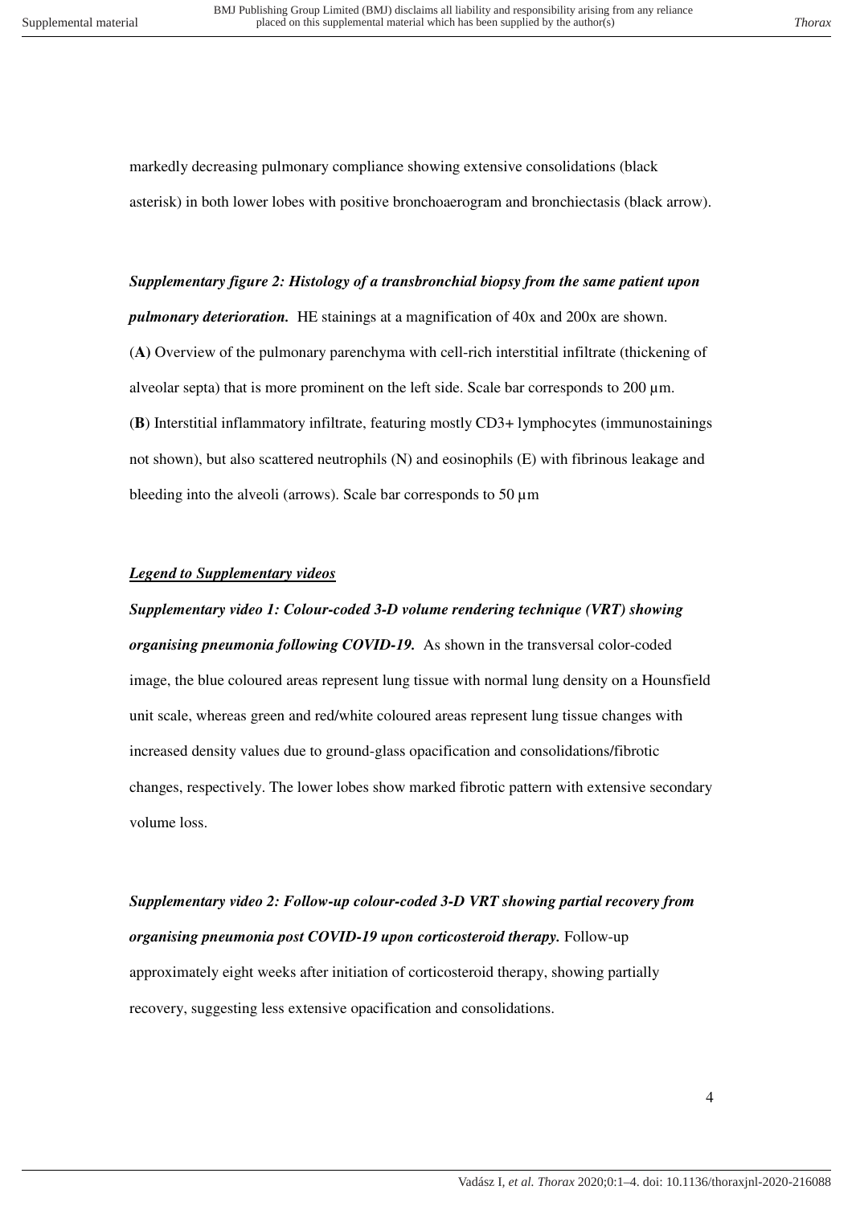markedly decreasing pulmonary compliance showing extensive consolidations (black asterisk) in both lower lobes with positive bronchoaerogram and bronchiectasis (black arrow).

***Supplementary figure 2: Histology of a transbronchial biopsy from the same patient upon pulmonary deterioration.*** HE stainings at a magnification of 40x and 200x are shown. (**A**) Overview of the pulmonary parenchyma with cell-rich interstitial infiltrate (thickening of alveolar septa) that is more prominent on the left side. Scale bar corresponds to 200 µm. (**B**) Interstitial inflammatory infiltrate, featuring mostly CD3+ lymphocytes (immunostainings not shown), but also scattered neutrophils (N) and eosinophils (E) with fibrinous leakage and bleeding into the alveoli (arrows). Scale bar corresponds to 50 µm

***<u>Legend to Supplementary videos</u>***

***Supplementary video 1: Colour-coded 3-D volume rendering technique (VRT) showing organising pneumonia following COVID-19.*** As shown in the transversal color-coded image, the blue coloured areas represent lung tissue with normal lung density on a Hounsfield unit scale, whereas green and red/white coloured areas represent lung tissue changes with increased density values due to ground-glass opacification and consolidations/fibrotic changes, respectively. The lower lobes show marked fibrotic pattern with extensive secondary volume loss.

***Supplementary video 2: Follow-up colour-coded 3-D VRT showing partial recovery from organising pneumonia post COVID-19 upon corticosteroid therapy.*** Follow-up approximately eight weeks after initiation of corticosteroid therapy, showing partially recovery, suggesting less extensive opacification and consolidations.